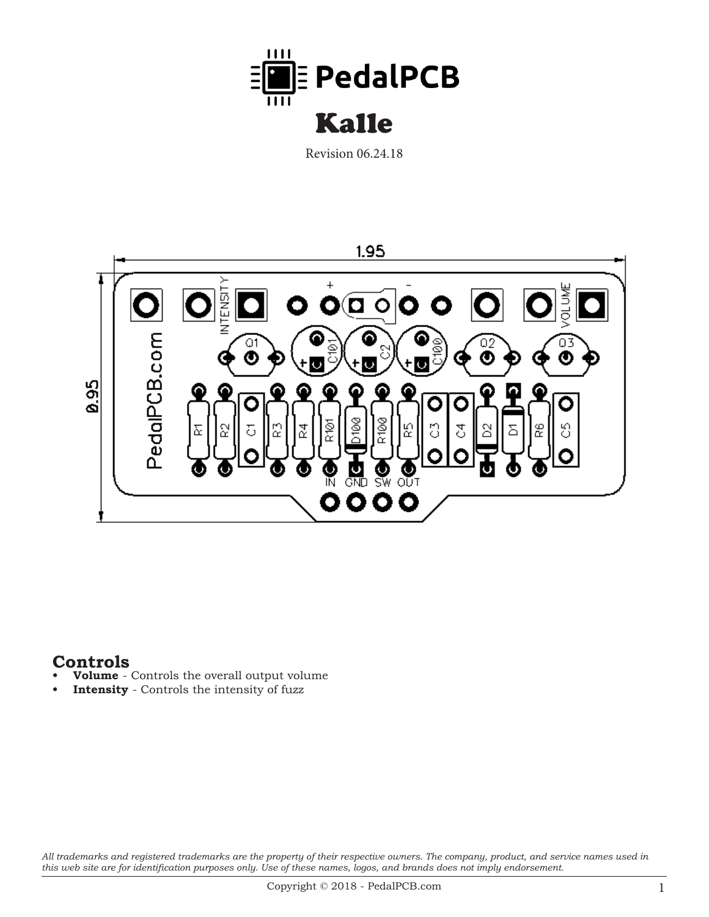PedalPCB

# Kalle

Revision 06.24.18

## Controls

- **Volume** - Controls the overall output volume
- **Intensity** - Controls the intensity of fuzz

*All trademarks and registered trademarks are the property of their respective owners. The company, product, and service names used in this web site are for identification purposes only. Use of these names, logos, and brands does not imply endorsement.*

Copyright © 2018 - PedalPCB.com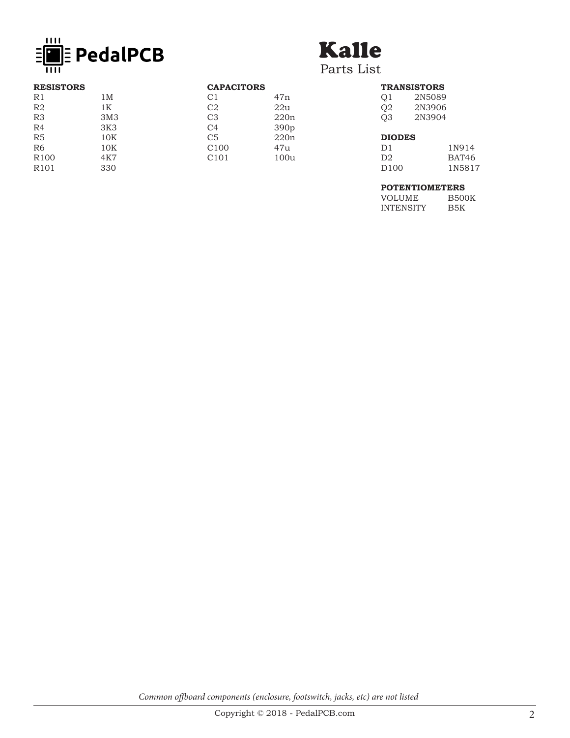PedalPCB

# Kalle

Parts List

### RESISTORS

| | |
|---|---|
| R1 | 1M |
| R2 | 1K |
| R3 | 3M3 |
| R4 | 3K3 |
| R5 | 10K |
| R6 | 10K |
| R100 | 4K7 |
| R101 | 330 |

### CAPACITORS

| | |
|---|---|
| C1 | 47n |
| C2 | 22u |
| C3 | 220n |
| C4 | 390p |
| C5 | 220n |
| C100 | 47u |
| C101 | 100u |

### TRANSISTORS

| | |
|---|---|
| Q1 | 2N5089 |
| Q2 | 2N3906 |
| Q3 | 2N3904 |

### DIODES

| | |
|---|---|
| D1 | 1N914 |
| D2 | BAT46 |
| D100 | 1N5817 |

### POTENTIOMETERS

| | |
|---|---|
| VOLUME | B500K |
| INTENSITY | B5K |

*Common offboard components (enclosure, footswitch, jacks, etc) are not listed*

Copyright © 2018 - PedalPCB.com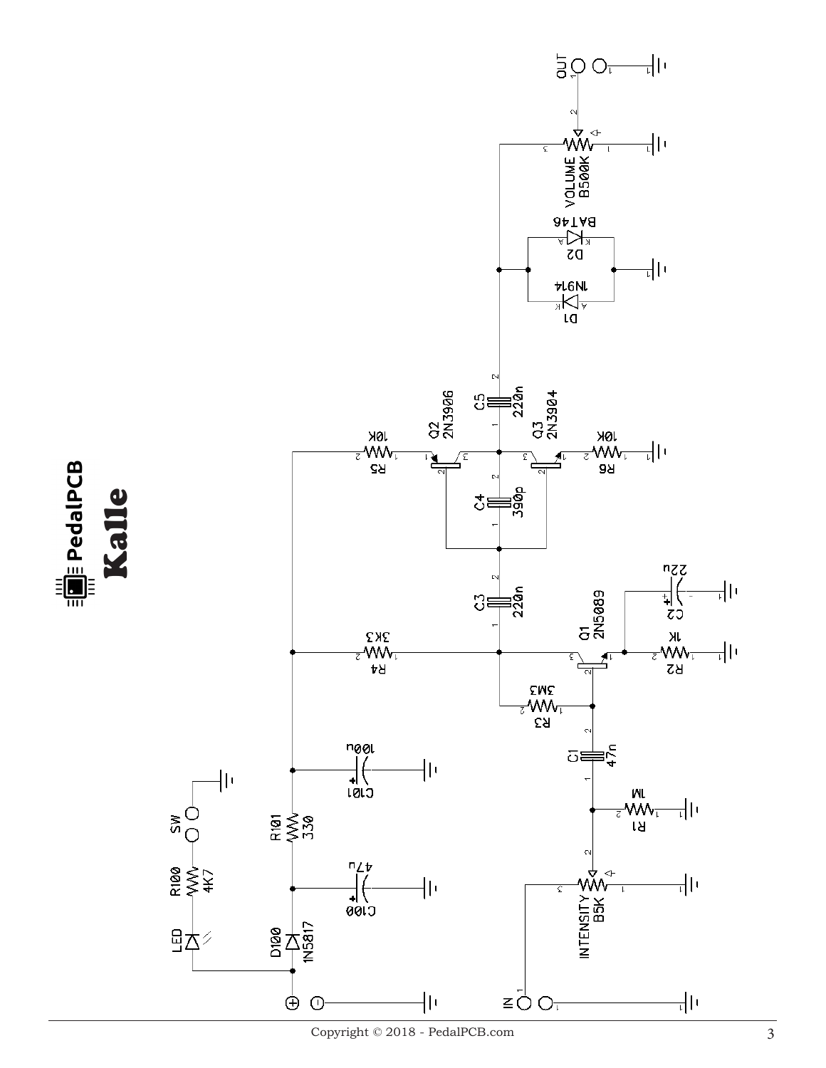# PedalPCB

## Kalle

IN

INTENSITY B5K

R1 1M

C1 47n

R3 3M3

Q1 2N5089

R2 1K

C2 22u

R4 3K3

C3 220n

C4 390p

Q2 2N3906

Q3 2N3904

R5 10K

R6 10K

C5 220n

D1 1N914

D2 BAT46

VOLUME B500K

OUT

D100 1N5817

C100 47u

R101 330

C101 100u

LED

R100 4K7

SW

Copyright © 2018 - PedalPCB.com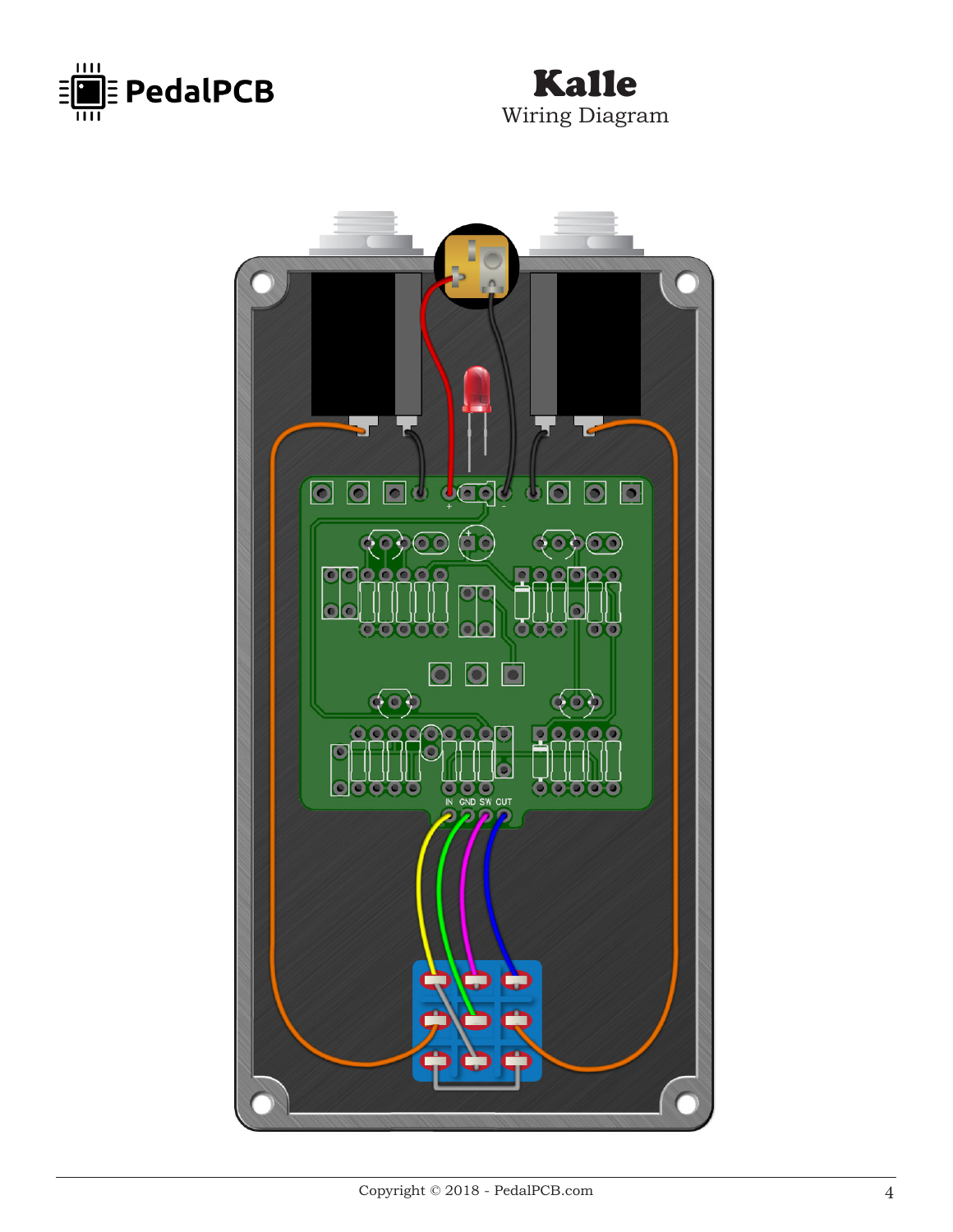# Kalle

Wiring Diagram

IN GND SW CUT

Copyright © 2018 - PedalPCB.com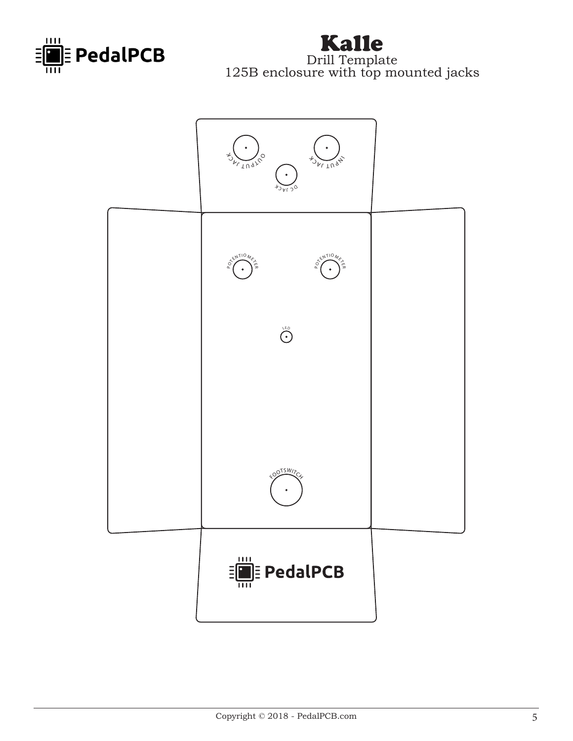PedalPCB

# Kalle

Drill Template

125B enclosure with top mounted jacks

OUTPUT JACK

INPUT JACK

DC JACK

POTENTIOMETER

POTENTIOMETER

LED

FOOTSWITCH

PedalPCB

Copyright © 2018 - PedalPCB.com